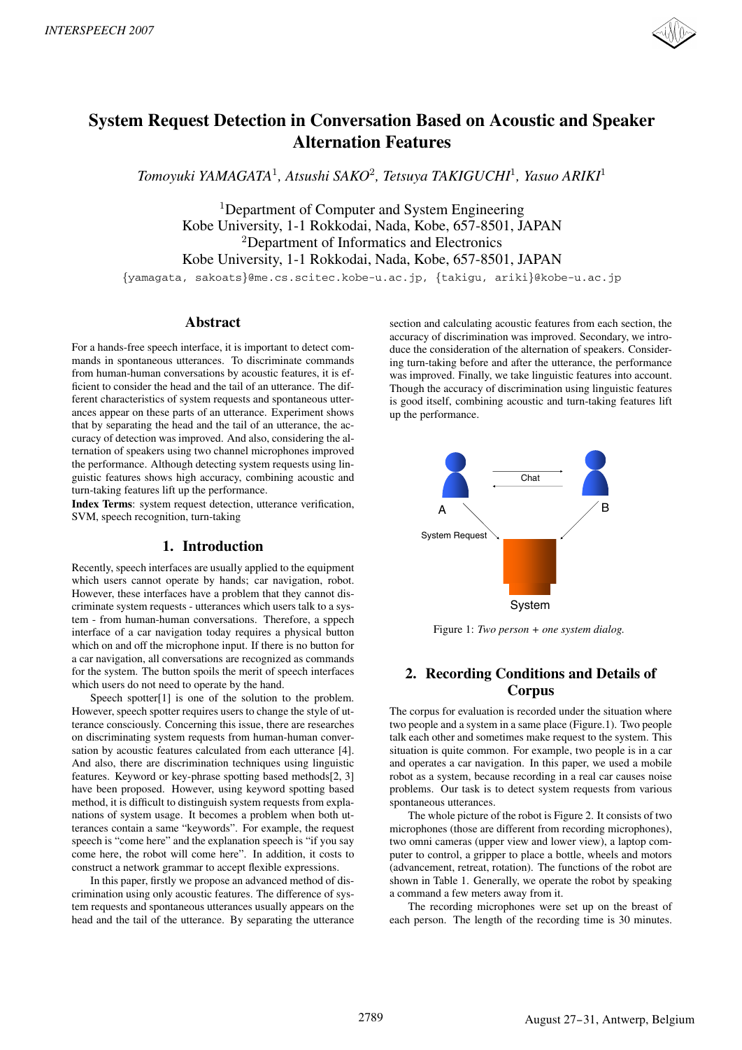# System Request Detection in Conversation Based on Acoustic and Speaker Alternation Features

*Tomoyuki YAMAGATA*[1], *Atsushi SAKO*[2], *Tetsuya TAKIGUCHI*[1], *Yasuo ARIKI*[1]

[1]Department of Computer and System Engineering
Kobe University, 1-1 Rokkodai, Nada, Kobe, 657-8501, JAPAN
[2]Department of Informatics and Electronics
Kobe University, 1-1 Rokkodai, Nada, Kobe, 657-8501, JAPAN

{yamagata, sakoats}@me.cs.scitec.kobe-u.ac.jp, {takigu, ariki}@kobe-u.ac.jp

## Abstract

For a hands-free speech interface, it is important to detect commands in spontaneous utterances. To discriminate commands from human-human conversations by acoustic features, it is efficient to consider the head and the tail of an utterance. The different characteristics of system requests and spontaneous utterances appear on these parts of an utterance. Experiment shows that by separating the head and the tail of an utterance, the accuracy of detection was improved. And also, considering the alternation of speakers using two channel microphones improved the performance. Although detecting system requests using linguistic features shows high accuracy, combining acoustic and turn-taking features lift up the performance.

**Index Terms**: system request detection, utterance verification, SVM, speech recognition, turn-taking

## 1. Introduction

Recently, speech interfaces are usually applied to the equipment which users cannot operate by hands; car navigation, robot. However, these interfaces have a problem that they cannot discriminate system requests - utterances which users talk to a system - from human-human conversations. Therefore, a speech interface of a car navigation today requires a physical button which on and off the microphone input. If there is no button for a car navigation, all conversations are recognized as commands for the system. The button spoils the merit of speech interfaces which users do not need to operate by the hand.

Speech spotter[1] is one of the solution to the problem. However, speech spotter requires users to change the style of utterance consciously. Concerning this issue, there are researches on discriminating system requests from human-human conversation by acoustic features calculated from each utterance [4]. And also, there are discrimination techniques using linguistic features. Keyword or key-phrase spotting based methods[2, 3] have been proposed. However, using keyword spotting based method, it is difficult to distinguish system requests from explanations of system usage. It becomes a problem when both utterances contain a same "keywords". For example, the request speech is "come here" and the explanation speech is "if you say come here, the robot will come here". In addition, it costs to construct a network grammar to accept flexible expressions.

In this paper, firstly we propose an advanced method of discrimination using only acoustic features. The difference of system requests and spontaneous utterances usually appears on the head and the tail of the utterance. By separating the utterance section and calculating acoustic features from each section, the accuracy of discrimination was improved. Secondary, we introduce the consideration of the alternation of speakers. Considering turn-taking before and after the utterance, the performance was improved. Finally, we take linguistic features into account. Though the accuracy of discrimination using linguistic features is good itself, combining acoustic and turn-taking features lift up the performance.

Figure 1: *Two person + one system dialog.*

## 2. Recording Conditions and Details of Corpus

The corpus for evaluation is recorded under the situation where two people and a system in a same place (Figure.1). Two people talk each other and sometimes make request to the system. This situation is quite common. For example, two people is in a car and operates a car navigation. In this paper, we used a mobile robot as a system, because recording in a real car causes noise problems. Our task is to detect system requests from various spontaneous utterances.

The whole picture of the robot is Figure 2. It consists of two microphones (those are different from recording microphones), two omni cameras (upper view and lower view), a laptop computer to control, a gripper to place a bottle, wheels and motors (advancement, retreat, rotation). The functions of the robot are shown in Table 1. Generally, we operate the robot by speaking a command a few meters away from it.

The recording microphones were set up on the breast of each person. The length of the recording time is 30 minutes.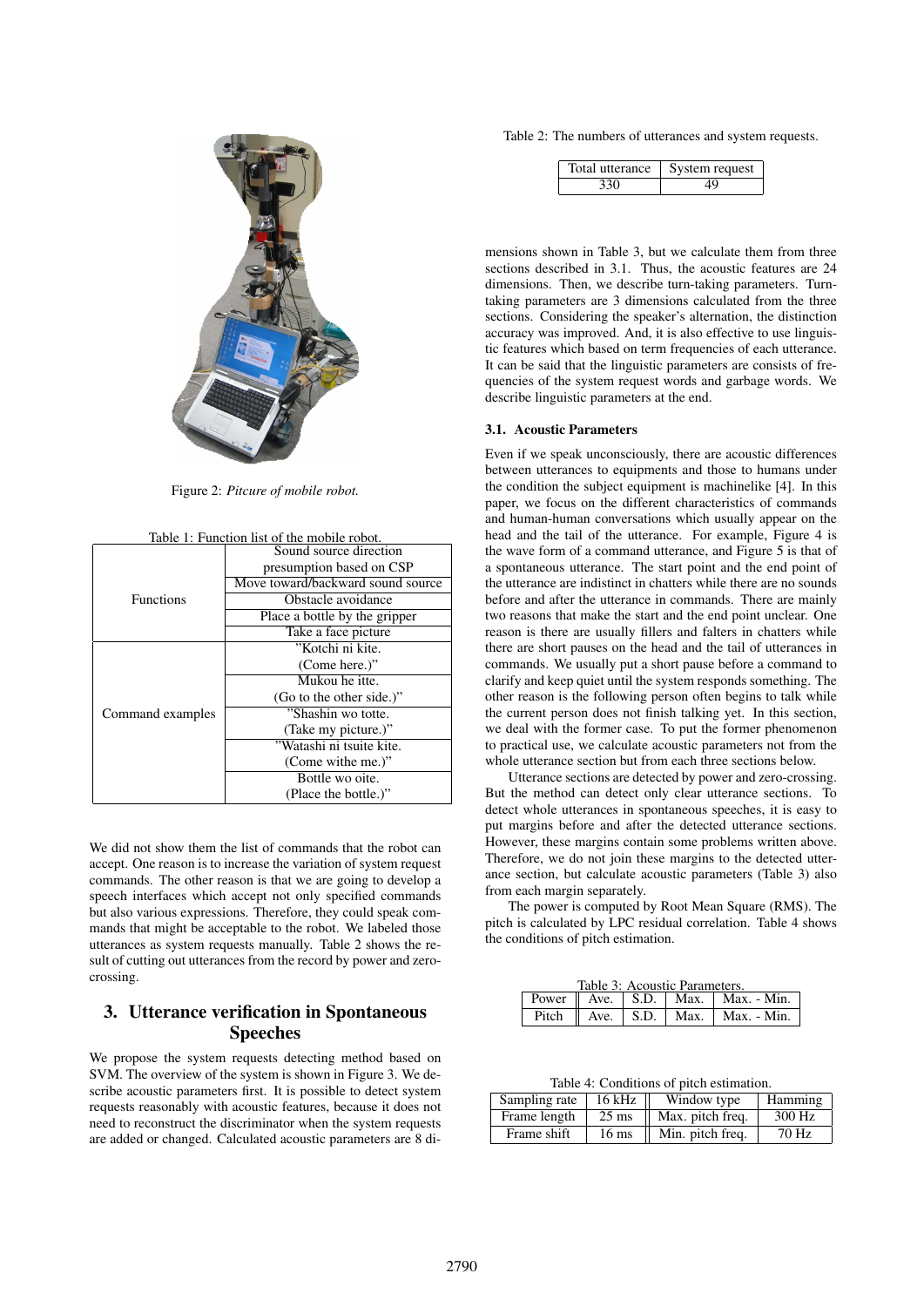Figure 2: *Pitcure of mobile robot.*

Table 1: Function list of the mobile robot.

| | |
|---|---|
| Functions | Sound source direction presumption based on CSP |
| | Move toward/backward sound source |
| | Obstacle avoidance |
| | Place a bottle by the gripper |
| | Take a face picture |
| Command examples | "Kotchi ni kite. (Come here.)" |
| | Mukou he itte. (Go to the other side.)" |
| | "Shashin wo totte. (Take my picture.)" |
| | "Watashi ni tsuite kite. (Come withe me.)" |
| | Bottle wo oite. (Place the bottle.)" |

We did not show them the list of commands that the robot can accept. One reason is to increase the variation of system request commands. The other reason is that we are going to develop a speech interfaces which accept not only specified commands but also various expressions. Therefore, they could speak commands that might be acceptable to the robot. We labeled those utterances as system requests manually. Table 2 shows the result of cutting out utterances from the record by power and zero-crossing.

## 3. Utterance verification in Spontaneous Speeches

We propose the system requests detecting method based on SVM. The overview of the system is shown in Figure 3. We describe acoustic parameters first. It is possible to detect system requests reasonably with acoustic features, because it does not need to reconstruct the discriminator when the system requests are added or changed. Calculated acoustic parameters are 8 dimensions shown in Table 3, but we calculate them from three sections described in 3.1. Thus, the acoustic features are 24 dimensions. Then, we describe turn-taking parameters. Turn-taking parameters are 3 dimensions calculated from the three sections. Considering the speaker's alternation, the distinction accuracy was improved. And, it is also effective to use linguistic features which based on term frequencies of each utterance. It can be said that the linguistic parameters are consists of frequencies of the system request words and garbage words. We describe linguistic parameters at the end.

Table 2: The numbers of utterances and system requests.

| Total utterance | System request |
|---|---|
| 330 | 49 |

### 3.1. Acoustic Parameters

Even if we speak unconsciously, there are acoustic differences between utterances to equipments and those to humans under the condition the subject equipment is machinelike [4]. In this paper, we focus on the different characteristics of commands and human-human conversations which usually appear on the head and the tail of the utterance. For example, Figure 4 is the wave form of a command utterance, and Figure 5 is that of a spontaneous utterance. The start point and the end point of the utterance are indistinct in chatters while there are no sounds before and after the utterance in commands. There are mainly two reasons that make the start and the end point unclear. One reason is there are usually fillers and falters in chatters while there are short pauses on the head and the tail of utterances in commands. We usually put a short pause before a command to clarify and keep quiet until the system responds something. The other reason is the following person often begins to talk while the current person does not finish talking yet. In this section, we deal with the former case. To put the former phenomenon to practical use, we calculate acoustic parameters not from the whole utterance section but from each three sections below.

Utterance sections are detected by power and zero-crossing. But the method can detect only clear utterance sections. To detect whole utterances in spontaneous speeches, it is easy to put margins before and after the detected utterance sections. However, these margins contain some problems written above. Therefore, we do not join these margins to the detected utterance section, but calculate acoustic parameters (Table 3) also from each margin separately.

The power is computed by Root Mean Square (RMS). The pitch is calculated by LPC residual correlation. Table 4 shows the conditions of pitch estimation.

Table 3: Acoustic Parameters.

| | | | | |
|---|---|---|---|---|
| Power | Ave. | S.D. | Max. | Max. - Min. |
| Pitch | Ave. | S.D. | Max. | Max. - Min. |

Table 4: Conditions of pitch estimation.

| | | | |
|---|---|---|---|
| Sampling rate | 16 kHz | Window type | Hamming |
| Frame length | 25 ms | Max. pitch freq. | 300 Hz |
| Frame shift | 16 ms | Min. pitch freq. | 70 Hz |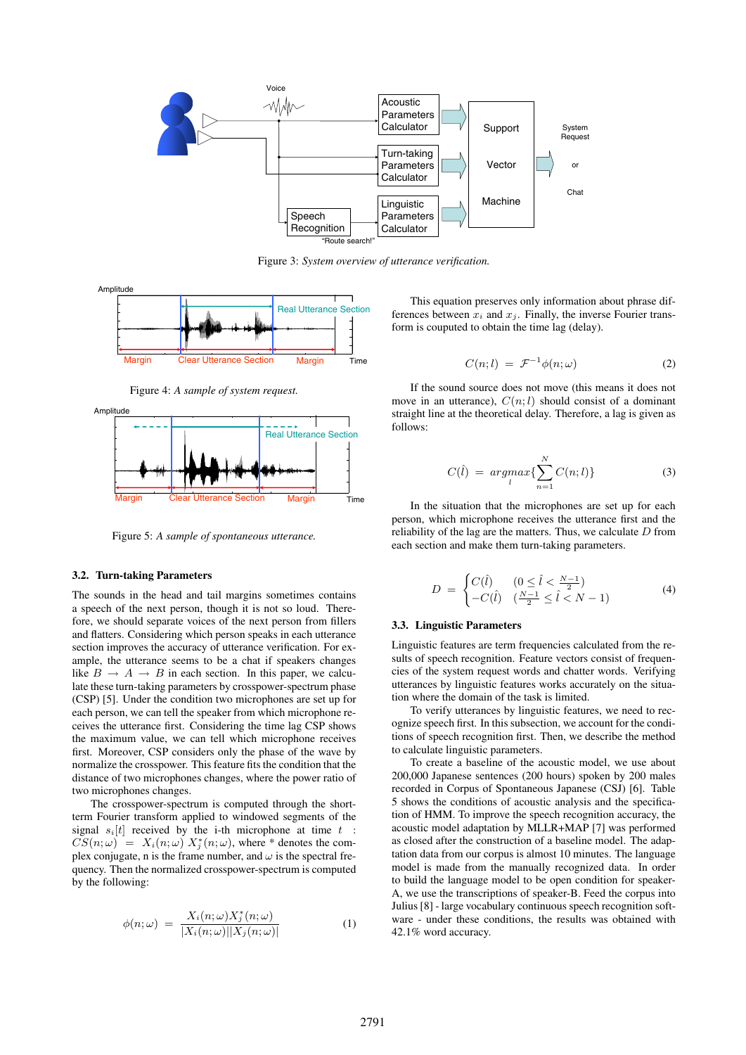Figure 3: *System overview of utterance verification.*

Figure 4: *A sample of system request.*

Figure 5: *A sample of spontaneous utterance.*

### 3.2. Turn-taking Parameters

The sounds in the head and tail margins sometimes contains a speech of the next person, though it is not so loud. Therefore, we should separate voices of the next person from fillers and flatters. Considering which person speaks in each utterance section improves the accuracy of utterance verification. For example, the utterance seems to be a chat if speakers changes like $B \rightarrow A \rightarrow B$ in each section. In this paper, we calculate these turn-taking parameters by crosspower-spectrum phase (CSP) [5]. Under the condition two microphones are set up for each person, we can tell the speaker from which microphone receives the utterance first. Considering the time lag CSP shows the maximum value, we can tell which microphone receives first. Moreover, CSP considers only the phase of the wave by normalize the crosspower. This feature fits the condition that the distance of two microphones changes, where the power ratio of two microphones changes.

The crosspower-spectrum is computed through the short-term Fourier transform applied to windowed segments of the signal $s_i[t]$ received by the i-th microphone at time $t$ : $CS(n;\omega) = X_i(n;\omega)\, X_j^*(n;\omega)$, where * denotes the complex conjugate, n is the frame number, and $\omega$ is the spectral frequency. Then the normalized crosspower-spectrum is computed by the following:

$$\phi(n;\omega) = \frac{X_i(n;\omega)X_j^*(n;\omega)}{|X_i(n;\omega)||X_j(n;\omega)|} \quad (1)$$

This equation preserves only information about phrase differences between $x_i$ and $x_j$. Finally, the inverse Fourier transform is cupouted to obtain the time lag (delay).

$$C(n;l) = \mathcal{F}^{-1}\phi(n;\omega) \quad (2)$$

If the sound source does not move (this means it does not move in an utterance), $C(n;l)$ should consist of a dominant straight line at the theoretical delay. Therefore, a lag is given as follows:

$$C(\hat{l}) = \underset{l}{argmax}\{\sum_{n=1}^{N} C(n;l)\} \quad (3)$$

In the situation that the microphones are set up for each person, which microphone receives the utterance first and the reliability of the lag are the matters. Thus, we calculate $D$ from each section and make them turn-taking parameters.

$$D = \begin{cases} C(\hat{l}) & (0 \leq \hat{l} < \frac{N-1}{2}) \\ -C(\hat{l}) & (\frac{N-1}{2} \leq \hat{l} < N-1) \end{cases} \quad (4)$$

### 3.3. Linguistic Parameters

Linguistic features are term frequencies calculated from the results of speech recognition. Feature vectors consist of frequencies of the system request words and chatter words. Verifying utterances by linguistic features works accurately on the situation where the domain of the task is limited.

To verify utterances by linguistic features, we need to recognize speech first. In this subsection, we account for the conditions of speech recognition first. Then, we describe the method to calculate linguistic parameters.

To create a baseline of the acoustic model, we use about 200,000 Japanese sentences (200 hours) spoken by 200 males recorded in Corpus of Spontaneous Japanese (CSJ) [6]. Table 5 shows the conditions of acoustic analysis and the specification of HMM. To improve the speech recognition accuracy, the acoustic model adaptation by MLLR+MAP [7] was performed as closed after the construction of a baseline model. The adaptation data from our corpus is almost 10 minutes. The language model is made from the manually recognized data. In order to build the language model to be open condition for speaker-A, we use the transcriptions of speaker-B. Feed the corpus into Julius [8] - large vocabulary continuous speech recognition software - under these conditions, the results was obtained with 42.1% word accuracy.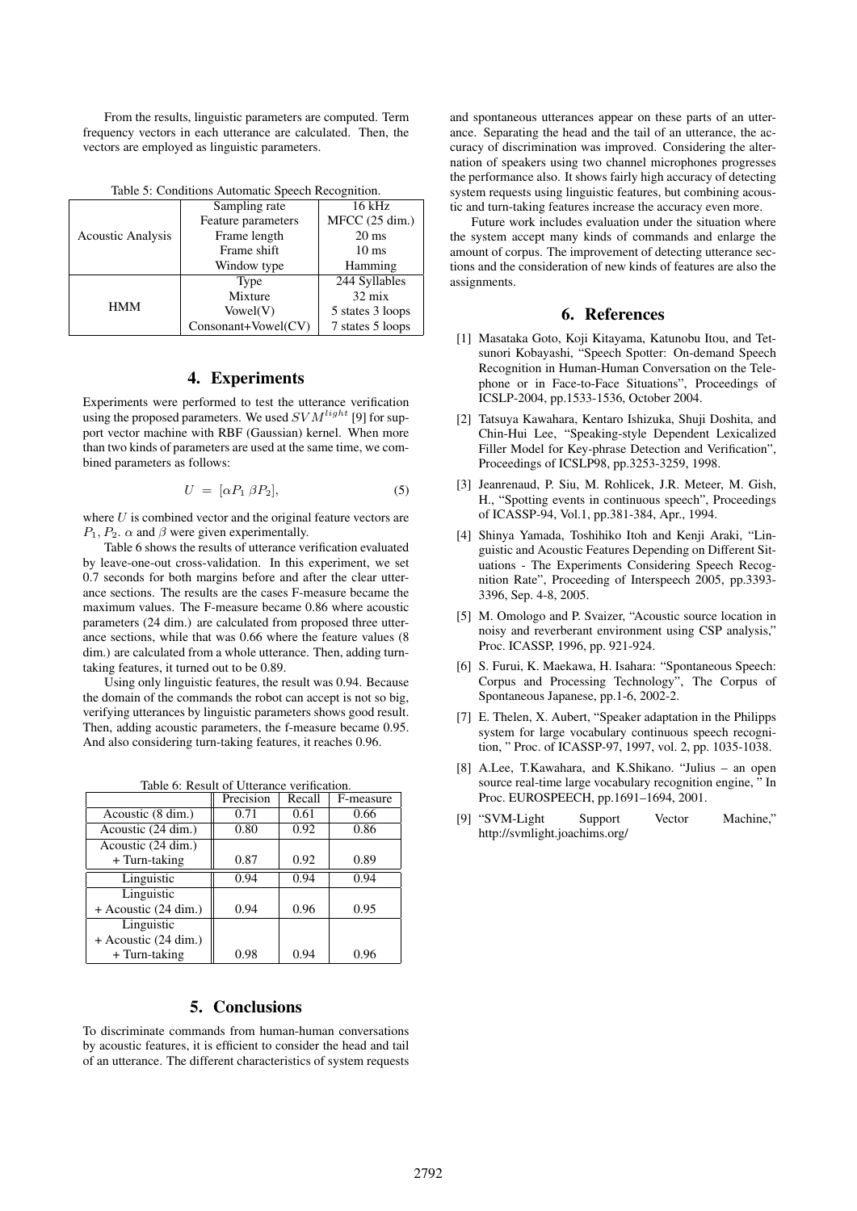From the results, linguistic parameters are computed. Term frequency vectors in each utterance are calculated. Then, the vectors are employed as linguistic parameters.

Table 5: Conditions Automatic Speech Recognition.

| | | |
|---|---|---|
| Acoustic Analysis | Sampling rate | 16 kHz |
| | Feature parameters | MFCC (25 dim.) |
| | Frame length | 20 ms |
| | Frame shift | 10 ms |
| | Window type | Hamming |
| HMM | Type | 244 Syllables |
| | Mixture | 32 mix |
| | Vowel(V) | 5 states 3 loops |
| | Consonant+Vowel(CV) | 7 states 5 loops |

## 4. Experiments

Experiments were performed to test the utterance verification using the proposed parameters. We used $SVM^{light}$ [9] for support vector machine with RBF (Gaussian) kernel. When more than two kinds of parameters are used at the same time, we combined parameters as follows:

$$U \;=\; [\alpha P_1 \; \beta P_2], \tag{5}$$

where $U$ is combined vector and the original feature vectors are $P_1$, $P_2$. $\alpha$ and $\beta$ were given experimentally.

Table 6 shows the results of utterance verification evaluated by leave-one-out cross-validation. In this experiment, we set 0.7 seconds for both margins before and after the clear utterance sections. The results are the cases F-measure became the maximum values. The F-measure became 0.86 where acoustic parameters (24 dim.) are calculated from proposed three utterance sections, while that was 0.66 where the feature values (8 dim.) are calculated from a whole utterance. Then, adding turn-taking features, it turned out to be 0.89.

Using only linguistic features, the result was 0.94. Because the domain of the commands the robot can accept is not so big, verifying utterances by linguistic parameters shows good result. Then, adding acoustic parameters, the f-measure became 0.95. And also considering turn-taking features, it reaches 0.96.

Table 6: Result of Utterance verification.

| | Precision | Recall | F-measure |
|---|---|---|---|
| Acoustic (8 dim.) | 0.71 | 0.61 | 0.66 |
| Acoustic (24 dim.) | 0.80 | 0.92 | 0.86 |
| Acoustic (24 dim.) + Turn-taking | 0.87 | 0.92 | 0.89 |
| Linguistic | 0.94 | 0.94 | 0.94 |
| Linguistic + Acoustic (24 dim.) | 0.94 | 0.96 | 0.95 |
| Linguistic + Acoustic (24 dim.) + Turn-taking | 0.98 | 0.94 | 0.96 |

## 5. Conclusions

To discriminate commands from human-human conversations by acoustic features, it is efficient to consider the head and tail of an utterance. The different characteristics of system requests and spontaneous utterances appear on these parts of an utterance. Separating the head and the tail of an utterance, the accuracy of discrimination was improved. Considering the alternation of speakers using two channel microphones progresses the performance also. It shows fairly high accuracy of detecting system requests using linguistic features, but combining acoustic and turn-taking features increase the accuracy even more.

Future work includes evaluation under the situation where the system accept many kinds of commands and enlarge the amount of corpus. The improvement of detecting utterance sections and the consideration of new kinds of features are also the assignments.

## 6. References

[1] Masataka Goto, Koji Kitayama, Katunobu Itou, and Tetsunori Kobayashi, "Speech Spotter: On-demand Speech Recognition in Human-Human Conversation on the Telephone or in Face-to-Face Situations", Proceedings of ICSLP-2004, pp.1533-1536, October 2004.

[2] Tatsuya Kawahara, Kentaro Ishizuka, Shuji Doshita, and Chin-Hui Lee, "Speaking-style Dependent Lexicalized Filler Model for Key-phrase Detection and Verification", Proceedings of ICSLP98, pp.3253-3259, 1998.

[3] Jeanrenaud, P. Siu, M. Rohlicek, J.R. Meteer, M. Gish, H., "Spotting events in continuous speech", Proceedings of ICASSP-94, Vol.1, pp.381-384, Apr., 1994.

[4] Shinya Yamada, Toshihiko Itoh and Kenji Araki, "Linguistic and Acoustic Features Depending on Different Situations - The Experiments Considering Speech Recognition Rate", Proceeding of Interspeech 2005, pp.3393-3396, Sep. 4-8, 2005.

[5] M. Omologo and P. Svaizer, "Acoustic source location in noisy and reverberant environment using CSP analysis," Proc. ICASSP, 1996, pp. 921-924.

[6] S. Furui, K. Maekawa, H. Isahara: "Spontaneous Speech: Corpus and Processing Technology", The Corpus of Spontaneous Japanese, pp.1-6, 2002-2.

[7] E. Thelen, X. Aubert, "Speaker adaptation in the Philipps system for large vocabulary continuous speech recognition, " Proc. of ICASSP-97, 1997, vol. 2, pp. 1035-1038.

[8] A.Lee, T.Kawahara, and K.Shikano. "Julius – an open source real-time large vocabulary recognition engine, " In Proc. EUROSPEECH, pp.1691–1694, 2001.

[9] "SVM-Light Support Vector Machine," http://svmlight.joachims.org/